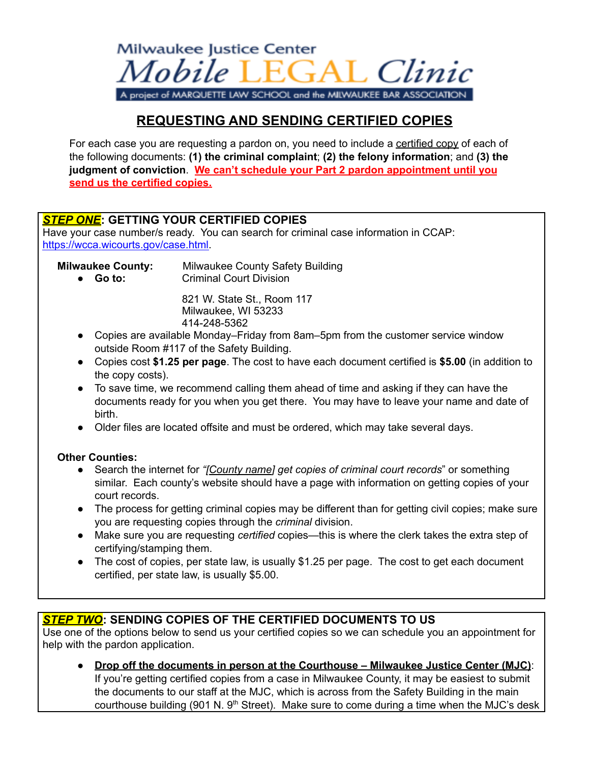Milwaukee Justice Center

**Mobile LEGAL Clinic**

A project of MARQUETTE LAW SCHOOL and the MILWAUKEE BAR ASSOCIATION

# REQUESTING AND SENDING CERTIFIED COPIES

For each case you are requesting a pardon on, you need to include a certified copy of each of the following documents: **(1) the criminal complaint**; **(2) the felony information**; and **(3) the judgment of conviction**. **We can't schedule your Part 2 pardon appointment until you send us the certified copies.**

## *STEP ONE*: GETTING YOUR CERTIFIED COPIES

Have your case number/s ready. You can search for criminal case information in CCAP: https://wcca.wicourts.gov/case.html.

**Milwaukee County:**

- **Go to:** Milwaukee County Safety Building
  Criminal Court Division

  821 W. State St., Room 117
  Milwaukee, WI 53233
  414-248-5362
- Copies are available Monday–Friday from 8am–5pm from the customer service window outside Room #117 of the Safety Building.
- Copies cost **$1.25 per page**. The cost to have each document certified is **$5.00** (in addition to the copy costs).
- To save time, we recommend calling them ahead of time and asking if they can have the documents ready for you when you get there. You may have to leave your name and date of birth.
- Older files are located offsite and must be ordered, which may take several days.

**Other Counties:**

- Search the internet for *"[County name] get copies of criminal court records"* or something similar. Each county's website should have a page with information on getting copies of your court records.
- The process for getting criminal copies may be different than for getting civil copies; make sure you are requesting copies through the *criminal* division.
- Make sure you are requesting *certified* copies—this is where the clerk takes the extra step of certifying/stamping them.
- The cost of copies, per state law, is usually $1.25 per page. The cost to get each document certified, per state law, is usually $5.00.

## *STEP TWO*: SENDING COPIES OF THE CERTIFIED DOCUMENTS TO US

Use one of the options below to send us your certified copies so we can schedule you an appointment for help with the pardon application.

- **Drop off the documents in person at the Courthouse – Milwaukee Justice Center (MJC)**: If you're getting certified copies from a case in Milwaukee County, it may be easiest to submit the documents to our staff at the MJC, which is across from the Safety Building in the main courthouse building (901 N. 9th Street). Make sure to come during a time when the MJC's desk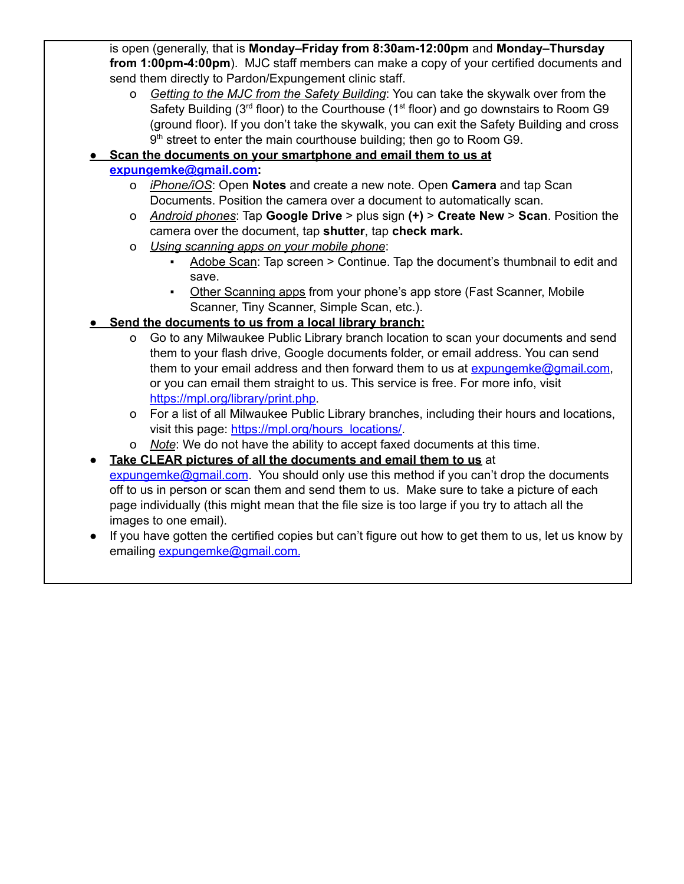is open (generally, that is **Monday–Friday from 8:30am-12:00pm** and **Monday–Thursday from 1:00pm-4:00pm**). MJC staff members can make a copy of your certified documents and send them directly to Pardon/Expungement clinic staff.

  - *Getting to the MJC from the Safety Building*: You can take the skywalk over from the Safety Building (3rd floor) to the Courthouse (1st floor) and go downstairs to Room G9 (ground floor). If you don't take the skywalk, you can exit the Safety Building and cross 9th street to enter the main courthouse building; then go to Room G9.

- **Scan the documents on your smartphone and email them to us at expungemke@gmail.com:**
  - *iPhone/iOS*: Open **Notes** and create a new note. Open **Camera** and tap Scan Documents. Position the camera over a document to automatically scan.
  - *Android phones*: Tap **Google Drive** > plus sign **(+)** > **Create New** > **Scan**. Position the camera over the document, tap **shutter**, tap **check mark.**
  - *Using scanning apps on your mobile phone*:
    - Adobe Scan: Tap screen > Continue. Tap the document's thumbnail to edit and save.
    - Other Scanning apps from your phone's app store (Fast Scanner, Mobile Scanner, Tiny Scanner, Simple Scan, etc.).

- **Send the documents to us from a local library branch:**
  - Go to any Milwaukee Public Library branch location to scan your documents and send them to your flash drive, Google documents folder, or email address. You can send them to your email address and then forward them to us at expungemke@gmail.com, or you can email them straight to us. This service is free. For more info, visit https://mpl.org/library/print.php.
  - For a list of all Milwaukee Public Library branches, including their hours and locations, visit this page: https://mpl.org/hours_locations/.
  - *Note*: We do not have the ability to accept faxed documents at this time.

- **Take CLEAR pictures of all the documents and email them to us** at expungemke@gmail.com. You should only use this method if you can't drop the documents off to us in person or scan them and send them to us. Make sure to take a picture of each page individually (this might mean that the file size is too large if you try to attach all the images to one email).

- If you have gotten the certified copies but can't figure out how to get them to us, let us know by emailing expungemke@gmail.com.